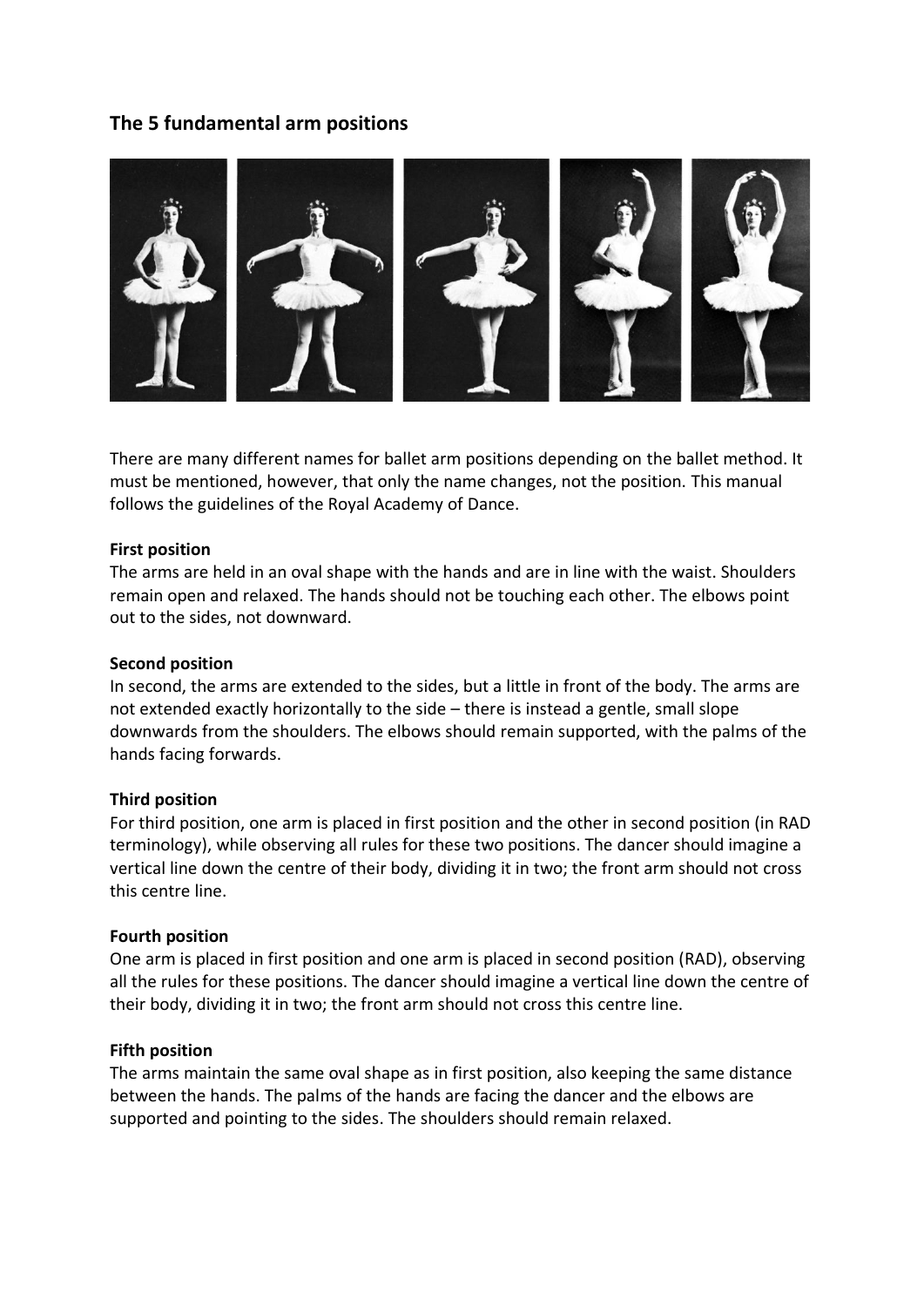## The 5 fundamental arm positions

There are many different names for ballet arm positions depending on the ballet method. It must be mentioned, however, that only the name changes, not the position. This manual follows the guidelines of the Royal Academy of Dance.

**First position**

The arms are held in an oval shape with the hands and are in line with the waist. Shoulders remain open and relaxed. The hands should not be touching each other. The elbows point out to the sides, not downward.

**Second position**

In second, the arms are extended to the sides, but a little in front of the body. The arms are not extended exactly horizontally to the side – there is instead a gentle, small slope downwards from the shoulders. The elbows should remain supported, with the palms of the hands facing forwards.

**Third position**

For third position, one arm is placed in first position and the other in second position (in RAD terminology), while observing all rules for these two positions. The dancer should imagine a vertical line down the centre of their body, dividing it in two; the front arm should not cross this centre line.

**Fourth position**

One arm is placed in first position and one arm is placed in second position (RAD), observing all the rules for these positions. The dancer should imagine a vertical line down the centre of their body, dividing it in two; the front arm should not cross this centre line.

**Fifth position**

The arms maintain the same oval shape as in first position, also keeping the same distance between the hands. The palms of the hands are facing the dancer and the elbows are supported and pointing to the sides. The shoulders should remain relaxed.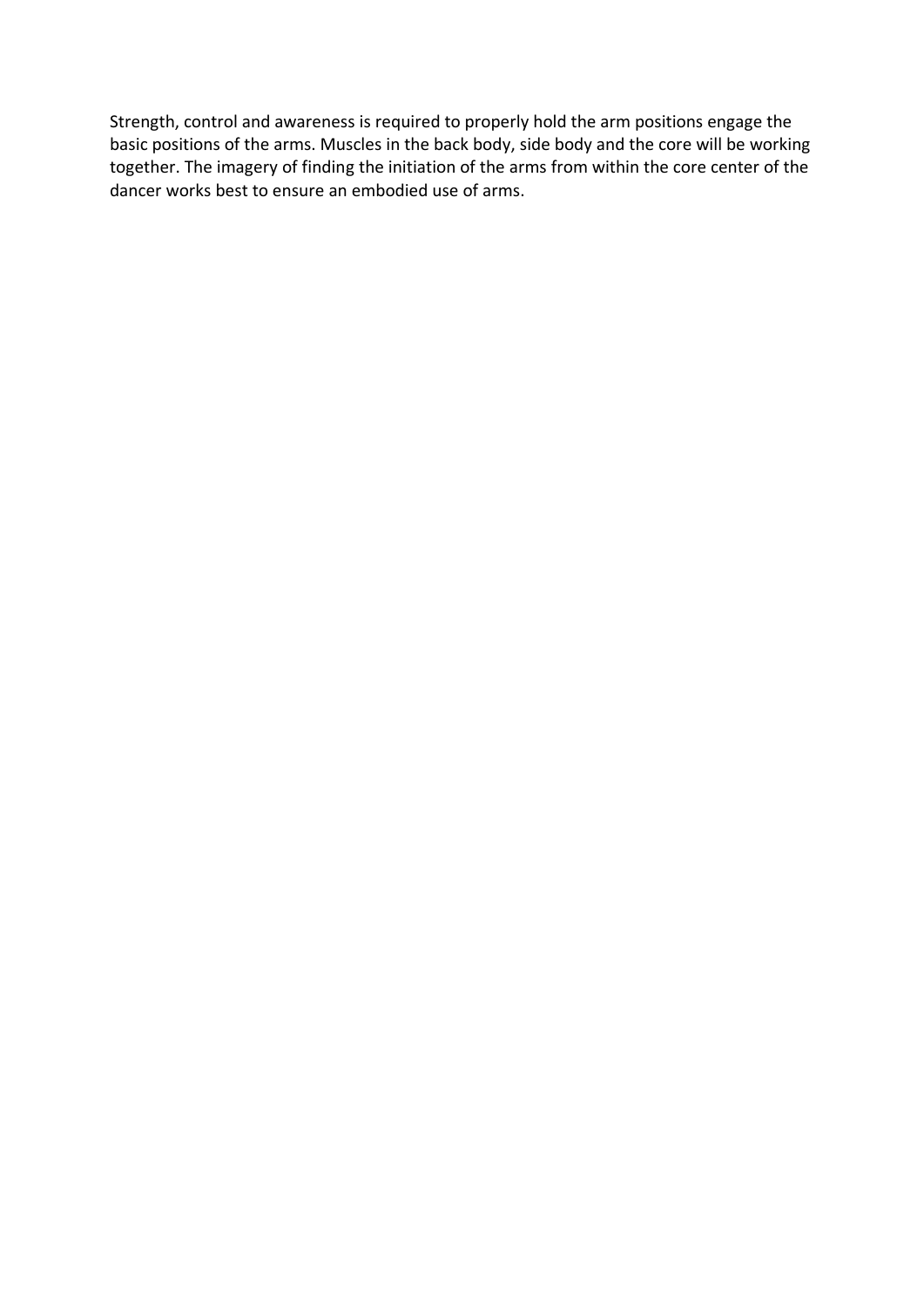Strength, control and awareness is required to properly hold the arm positions engage the basic positions of the arms. Muscles in the back body, side body and the core will be working together. The imagery of finding the initiation of the arms from within the core center of the dancer works best to ensure an embodied use of arms.